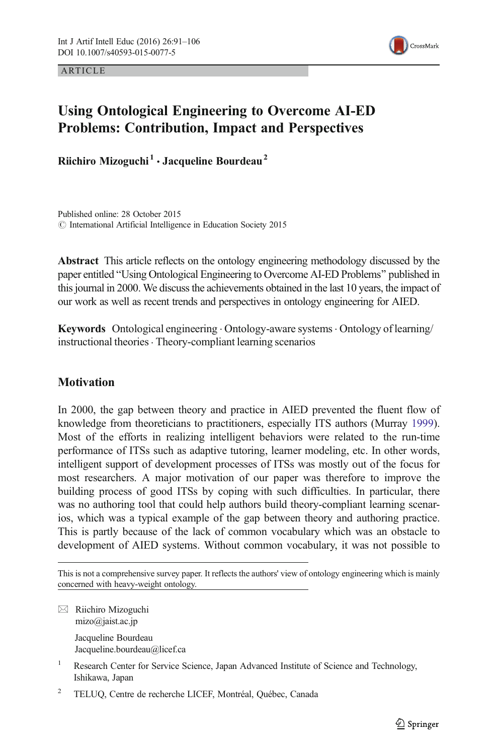ARTICLE

# Using Ontological Engineering to Overcome AI-ED Problems: Contribution, Impact and Perspectives

**Riichiro Mizoguchi**[1] **· Jacqueline Bourdeau**[2]

Published online: 28 October 2015
© International Artificial Intelligence in Education Society 2015

**Abstract** This article reflects on the ontology engineering methodology discussed by the paper entitled "Using Ontological Engineering to Overcome AI-ED Problems" published in this journal in 2000. We discuss the achievements obtained in the last 10 years, the impact of our work as well as recent trends and perspectives in ontology engineering for AIED.

**Keywords** Ontological engineering · Ontology-aware systems · Ontology of learning/instructional theories · Theory-compliant learning scenarios

## Motivation

In 2000, the gap between theory and practice in AIED prevented the fluent flow of knowledge from theoreticians to practitioners, especially ITS authors (Murray 1999). Most of the efforts in realizing intelligent behaviors were related to the run-time performance of ITSs such as adaptive tutoring, learner modeling, etc. In other words, intelligent support of development processes of ITSs was mostly out of the focus for most researchers. A major motivation of our paper was therefore to improve the building process of good ITSs by coping with such difficulties. In particular, there was no authoring tool that could help authors build theory-compliant learning scenarios, which was a typical example of the gap between theory and authoring practice. This is partly because of the lack of common vocabulary which was an obstacle to development of AIED systems. Without common vocabulary, it was not possible to

This is not a comprehensive survey paper. It reflects the authors' view of ontology engineering which is mainly concerned with heavy-weight ontology.

✉ Riichiro Mizoguchi
mizo@jaist.ac.jp

Jacqueline Bourdeau
Jacqueline.bourdeau@licef.ca

[1] Research Center for Service Science, Japan Advanced Institute of Science and Technology, Ishikawa, Japan

[2] TELUQ, Centre de recherche LICEF, Montréal, Québec, Canada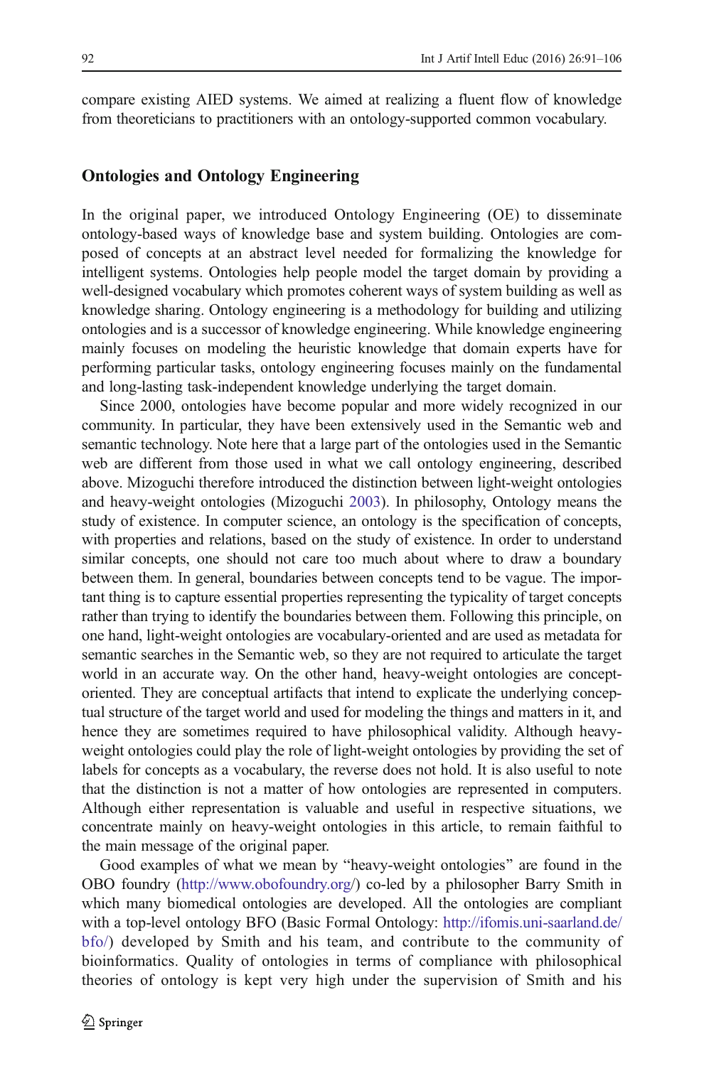compare existing AIED systems. We aimed at realizing a fluent flow of knowledge from theoreticians to practitioners with an ontology-supported common vocabulary.

## Ontologies and Ontology Engineering

In the original paper, we introduced Ontology Engineering (OE) to disseminate ontology-based ways of knowledge base and system building. Ontologies are composed of concepts at an abstract level needed for formalizing the knowledge for intelligent systems. Ontologies help people model the target domain by providing a well-designed vocabulary which promotes coherent ways of system building as well as knowledge sharing. Ontology engineering is a methodology for building and utilizing ontologies and is a successor of knowledge engineering. While knowledge engineering mainly focuses on modeling the heuristic knowledge that domain experts have for performing particular tasks, ontology engineering focuses mainly on the fundamental and long-lasting task-independent knowledge underlying the target domain.

Since 2000, ontologies have become popular and more widely recognized in our community. In particular, they have been extensively used in the Semantic web and semantic technology. Note here that a large part of the ontologies used in the Semantic web are different from those used in what we call ontology engineering, described above. Mizoguchi therefore introduced the distinction between light-weight ontologies and heavy-weight ontologies (Mizoguchi 2003). In philosophy, Ontology means the study of existence. In computer science, an ontology is the specification of concepts, with properties and relations, based on the study of existence. In order to understand similar concepts, one should not care too much about where to draw a boundary between them. In general, boundaries between concepts tend to be vague. The important thing is to capture essential properties representing the typicality of target concepts rather than trying to identify the boundaries between them. Following this principle, on one hand, light-weight ontologies are vocabulary-oriented and are used as metadata for semantic searches in the Semantic web, so they are not required to articulate the target world in an accurate way. On the other hand, heavy-weight ontologies are concept-oriented. They are conceptual artifacts that intend to explicate the underlying conceptual structure of the target world and used for modeling the things and matters in it, and hence they are sometimes required to have philosophical validity. Although heavy-weight ontologies could play the role of light-weight ontologies by providing the set of labels for concepts as a vocabulary, the reverse does not hold. It is also useful to note that the distinction is not a matter of how ontologies are represented in computers. Although either representation is valuable and useful in respective situations, we concentrate mainly on heavy-weight ontologies in this article, to remain faithful to the main message of the original paper.

Good examples of what we mean by "heavy-weight ontologies" are found in the OBO foundry (http://www.obofoundry.org/) co-led by a philosopher Barry Smith in which many biomedical ontologies are developed. All the ontologies are compliant with a top-level ontology BFO (Basic Formal Ontology: http://ifomis.uni-saarland.de/bfo/) developed by Smith and his team, and contribute to the community of bioinformatics. Quality of ontologies in terms of compliance with philosophical theories of ontology is kept very high under the supervision of Smith and his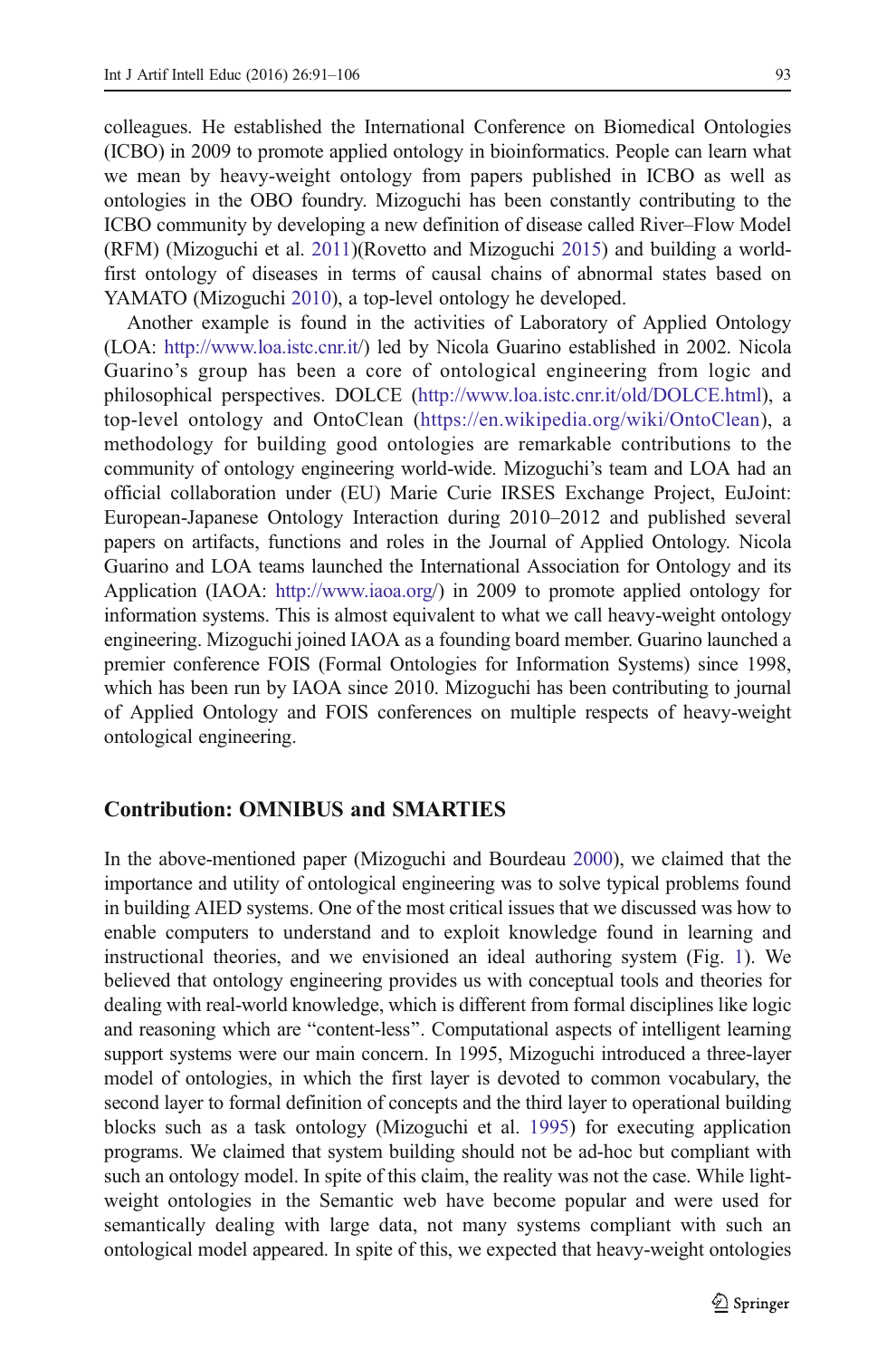colleagues. He established the International Conference on Biomedical Ontologies (ICBO) in 2009 to promote applied ontology in bioinformatics. People can learn what we mean by heavy-weight ontology from papers published in ICBO as well as ontologies in the OBO foundry. Mizoguchi has been constantly contributing to the ICBO community by developing a new definition of disease called River–Flow Model (RFM) (Mizoguchi et al. 2011)(Rovetto and Mizoguchi 2015) and building a world-first ontology of diseases in terms of causal chains of abnormal states based on YAMATO (Mizoguchi 2010), a top-level ontology he developed.

Another example is found in the activities of Laboratory of Applied Ontology (LOA: http://www.loa.istc.cnr.it/) led by Nicola Guarino established in 2002. Nicola Guarino's group has been a core of ontological engineering from logic and philosophical perspectives. DOLCE (http://www.loa.istc.cnr.it/old/DOLCE.html), a top-level ontology and OntoClean (https://en.wikipedia.org/wiki/OntoClean), a methodology for building good ontologies are remarkable contributions to the community of ontology engineering world-wide. Mizoguchi's team and LOA had an official collaboration under (EU) Marie Curie IRSES Exchange Project, EuJoint: European-Japanese Ontology Interaction during 2010–2012 and published several papers on artifacts, functions and roles in the Journal of Applied Ontology. Nicola Guarino and LOA teams launched the International Association for Ontology and its Application (IAOA: http://www.iaoa.org/) in 2009 to promote applied ontology for information systems. This is almost equivalent to what we call heavy-weight ontology engineering. Mizoguchi joined IAOA as a founding board member. Guarino launched a premier conference FOIS (Formal Ontologies for Information Systems) since 1998, which has been run by IAOA since 2010. Mizoguchi has been contributing to journal of Applied Ontology and FOIS conferences on multiple respects of heavy-weight ontological engineering.

## Contribution: OMNIBUS and SMARTIES

In the above-mentioned paper (Mizoguchi and Bourdeau 2000), we claimed that the importance and utility of ontological engineering was to solve typical problems found in building AIED systems. One of the most critical issues that we discussed was how to enable computers to understand and to exploit knowledge found in learning and instructional theories, and we envisioned an ideal authoring system (Fig. 1). We believed that ontology engineering provides us with conceptual tools and theories for dealing with real-world knowledge, which is different from formal disciplines like logic and reasoning which are "content-less". Computational aspects of intelligent learning support systems were our main concern. In 1995, Mizoguchi introduced a three-layer model of ontologies, in which the first layer is devoted to common vocabulary, the second layer to formal definition of concepts and the third layer to operational building blocks such as a task ontology (Mizoguchi et al. 1995) for executing application programs. We claimed that system building should not be ad-hoc but compliant with such an ontology model. In spite of this claim, the reality was not the case. While light-weight ontologies in the Semantic web have become popular and were used for semantically dealing with large data, not many systems compliant with such an ontological model appeared. In spite of this, we expected that heavy-weight ontologies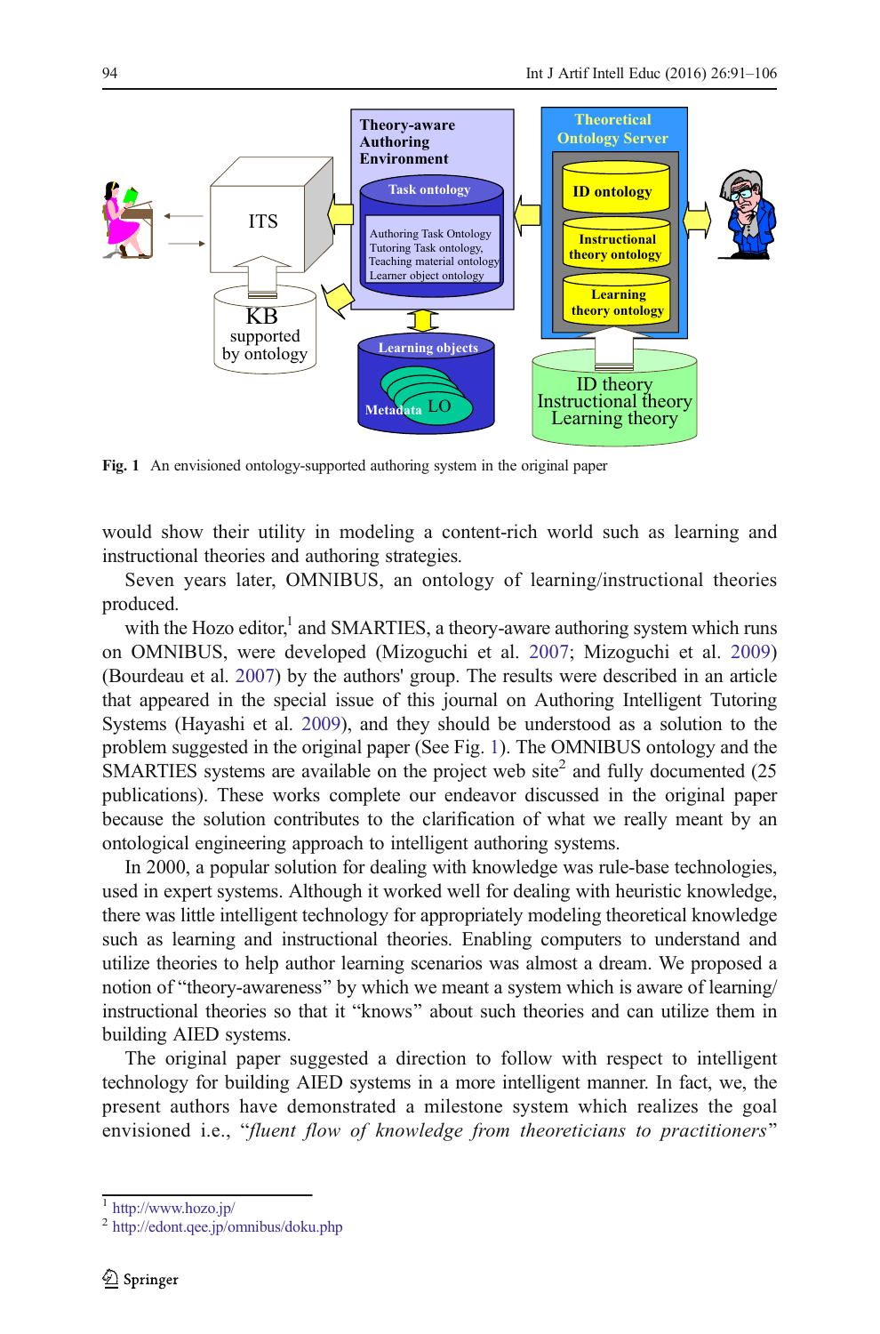Fig. 1 An envisioned ontology-supported authoring system in the original paper

would show their utility in modeling a content-rich world such as learning and instructional theories and authoring strategies.

Seven years later, OMNIBUS, an ontology of learning/instructional theories produced.

with the Hozo editor,[1] and SMARTIES, a theory-aware authoring system which runs on OMNIBUS, were developed (Mizoguchi et al. 2007; Mizoguchi et al. 2009) (Bourdeau et al. 2007) by the authors' group. The results were described in an article that appeared in the special issue of this journal on Authoring Intelligent Tutoring Systems (Hayashi et al. 2009), and they should be understood as a solution to the problem suggested in the original paper (See Fig. 1). The OMNIBUS ontology and the SMARTIES systems are available on the project web site[2] and fully documented (25 publications). These works complete our endeavor discussed in the original paper because the solution contributes to the clarification of what we really meant by an ontological engineering approach to intelligent authoring systems.

In 2000, a popular solution for dealing with knowledge was rule-base technologies, used in expert systems. Although it worked well for dealing with heuristic knowledge, there was little intelligent technology for appropriately modeling theoretical knowledge such as learning and instructional theories. Enabling computers to understand and utilize theories to help author learning scenarios was almost a dream. We proposed a notion of "theory-awareness" by which we meant a system which is aware of learning/instructional theories so that it "knows" about such theories and can utilize them in building AIED systems.

The original paper suggested a direction to follow with respect to intelligent technology for building AIED systems in a more intelligent manner. In fact, we, the present authors have demonstrated a milestone system which realizes the goal envisioned i.e., "*fluent flow of knowledge from theoreticians to practitioners*"

[1] http://www.hozo.jp/

[2] http://edont.qee.jp/omnibus/doku.php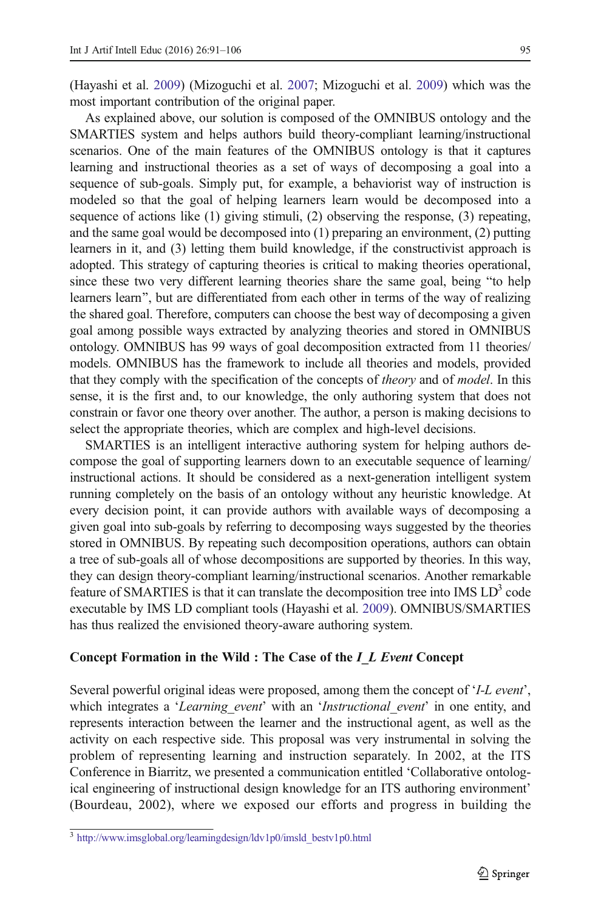(Hayashi et al. 2009) (Mizoguchi et al. 2007; Mizoguchi et al. 2009) which was the most important contribution of the original paper.

As explained above, our solution is composed of the OMNIBUS ontology and the SMARTIES system and helps authors build theory-compliant learning/instructional scenarios. One of the main features of the OMNIBUS ontology is that it captures learning and instructional theories as a set of ways of decomposing a goal into a sequence of sub-goals. Simply put, for example, a behaviorist way of instruction is modeled so that the goal of helping learners learn would be decomposed into a sequence of actions like (1) giving stimuli, (2) observing the response, (3) repeating, and the same goal would be decomposed into (1) preparing an environment, (2) putting learners in it, and (3) letting them build knowledge, if the constructivist approach is adopted. This strategy of capturing theories is critical to making theories operational, since these two very different learning theories share the same goal, being "to help learners learn", but are differentiated from each other in terms of the way of realizing the shared goal. Therefore, computers can choose the best way of decomposing a given goal among possible ways extracted by analyzing theories and stored in OMNIBUS ontology. OMNIBUS has 99 ways of goal decomposition extracted from 11 theories/ models. OMNIBUS has the framework to include all theories and models, provided that they comply with the specification of the concepts of *theory* and of *model*. In this sense, it is the first and, to our knowledge, the only authoring system that does not constrain or favor one theory over another. The author, a person is making decisions to select the appropriate theories, which are complex and high-level decisions.

SMARTIES is an intelligent interactive authoring system for helping authors decompose the goal of supporting learners down to an executable sequence of learning/ instructional actions. It should be considered as a next-generation intelligent system running completely on the basis of an ontology without any heuristic knowledge. At every decision point, it can provide authors with available ways of decomposing a given goal into sub-goals by referring to decomposing ways suggested by the theories stored in OMNIBUS. By repeating such decomposition operations, authors can obtain a tree of sub-goals all of whose decompositions are supported by theories. In this way, they can design theory-compliant learning/instructional scenarios. Another remarkable feature of SMARTIES is that it can translate the decomposition tree into IMS LD[3] code executable by IMS LD compliant tools (Hayashi et al. 2009). OMNIBUS/SMARTIES has thus realized the envisioned theory-aware authoring system.

### Concept Formation in the Wild : The Case of the *I_L Event* Concept

Several powerful original ideas were proposed, among them the concept of '*I-L event*', which integrates a '*Learning_event*' with an '*Instructional_event*' in one entity, and represents interaction between the learner and the instructional agent, as well as the activity on each respective side. This proposal was very instrumental in solving the problem of representing learning and instruction separately. In 2002, at the ITS Conference in Biarritz, we presented a communication entitled 'Collaborative ontological engineering of instructional design knowledge for an ITS authoring environment' (Bourdeau, 2002), where we exposed our efforts and progress in building the

[3] http://www.imsglobal.org/learningdesign/ldv1p0/imsld_bestv1p0.html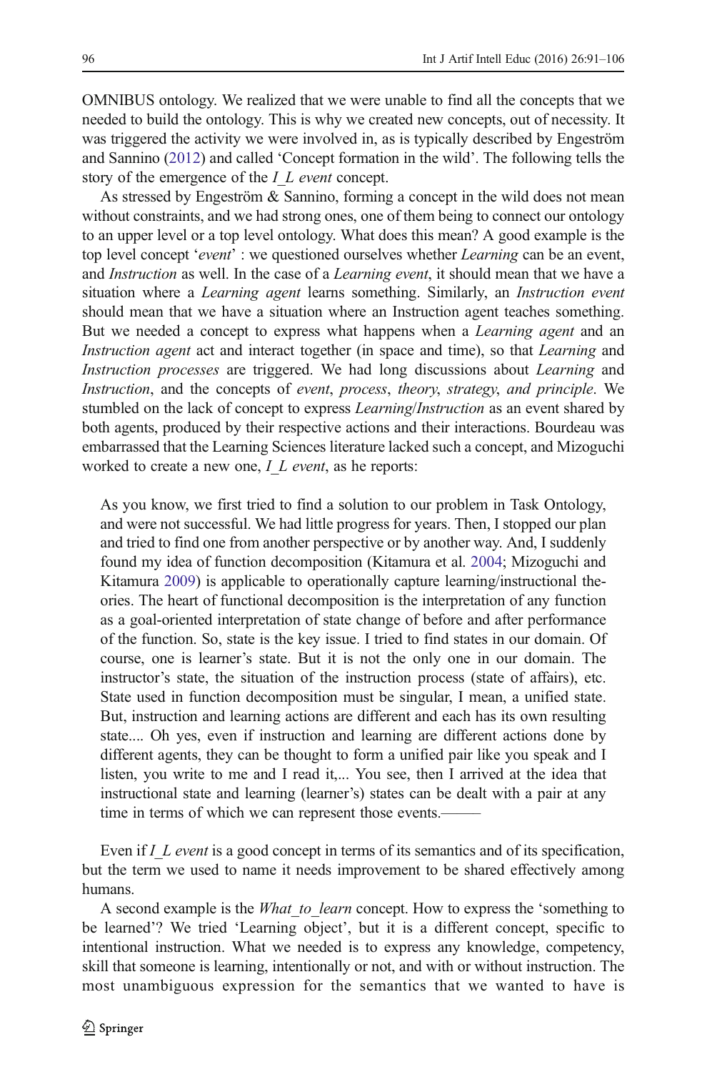OMNIBUS ontology. We realized that we were unable to find all the concepts that we needed to build the ontology. This is why we created new concepts, out of necessity. It was triggered the activity we were involved in, as is typically described by Engeström and Sannino (2012) and called 'Concept formation in the wild'. The following tells the story of the emergence of the *I_L event* concept.

As stressed by Engeström & Sannino, forming a concept in the wild does not mean without constraints, and we had strong ones, one of them being to connect our ontology to an upper level or a top level ontology. What does this mean? A good example is the top level concept '*event*' : we questioned ourselves whether *Learning* can be an event, and *Instruction* as well. In the case of a *Learning event*, it should mean that we have a situation where a *Learning agent* learns something. Similarly, an *Instruction event* should mean that we have a situation where an Instruction agent teaches something. But we needed a concept to express what happens when a *Learning agent* and an *Instruction agent* act and interact together (in space and time), so that *Learning* and *Instruction processes* are triggered. We had long discussions about *Learning* and *Instruction*, and the concepts of *event*, *process*, *theory*, *strategy*, *and principle*. We stumbled on the lack of concept to express *Learning*/*Instruction* as an event shared by both agents, produced by their respective actions and their interactions. Bourdeau was embarrassed that the Learning Sciences literature lacked such a concept, and Mizoguchi worked to create a new one, *I_L event*, as he reports:

> As you know, we first tried to find a solution to our problem in Task Ontology, and were not successful. We had little progress for years. Then, I stopped our plan and tried to find one from another perspective or by another way. And, I suddenly found my idea of function decomposition (Kitamura et al. 2004; Mizoguchi and Kitamura 2009) is applicable to operationally capture learning/instructional theories. The heart of functional decomposition is the interpretation of any function as a goal-oriented interpretation of state change of before and after performance of the function. So, state is the key issue. I tried to find states in our domain. Of course, one is learner's state. But it is not the only one in our domain. The instructor's state, the situation of the instruction process (state of affairs), etc. State used in function decomposition must be singular, I mean, a unified state. But, instruction and learning actions are different and each has its own resulting state.... Oh yes, even if instruction and learning are different actions done by different agents, they can be thought to form a unified pair like you speak and I listen, you write to me and I read it,... You see, then I arrived at the idea that instructional state and learning (learner's) states can be dealt with a pair at any time in terms of which we can represent those events.———

Even if *I_L event* is a good concept in terms of its semantics and of its specification, but the term we used to name it needs improvement to be shared effectively among humans.

A second example is the *What_to_learn* concept. How to express the 'something to be learned'? We tried 'Learning object', but it is a different concept, specific to intentional instruction. What we needed is to express any knowledge, competency, skill that someone is learning, intentionally or not, and with or without instruction. The most unambiguous expression for the semantics that we wanted to have is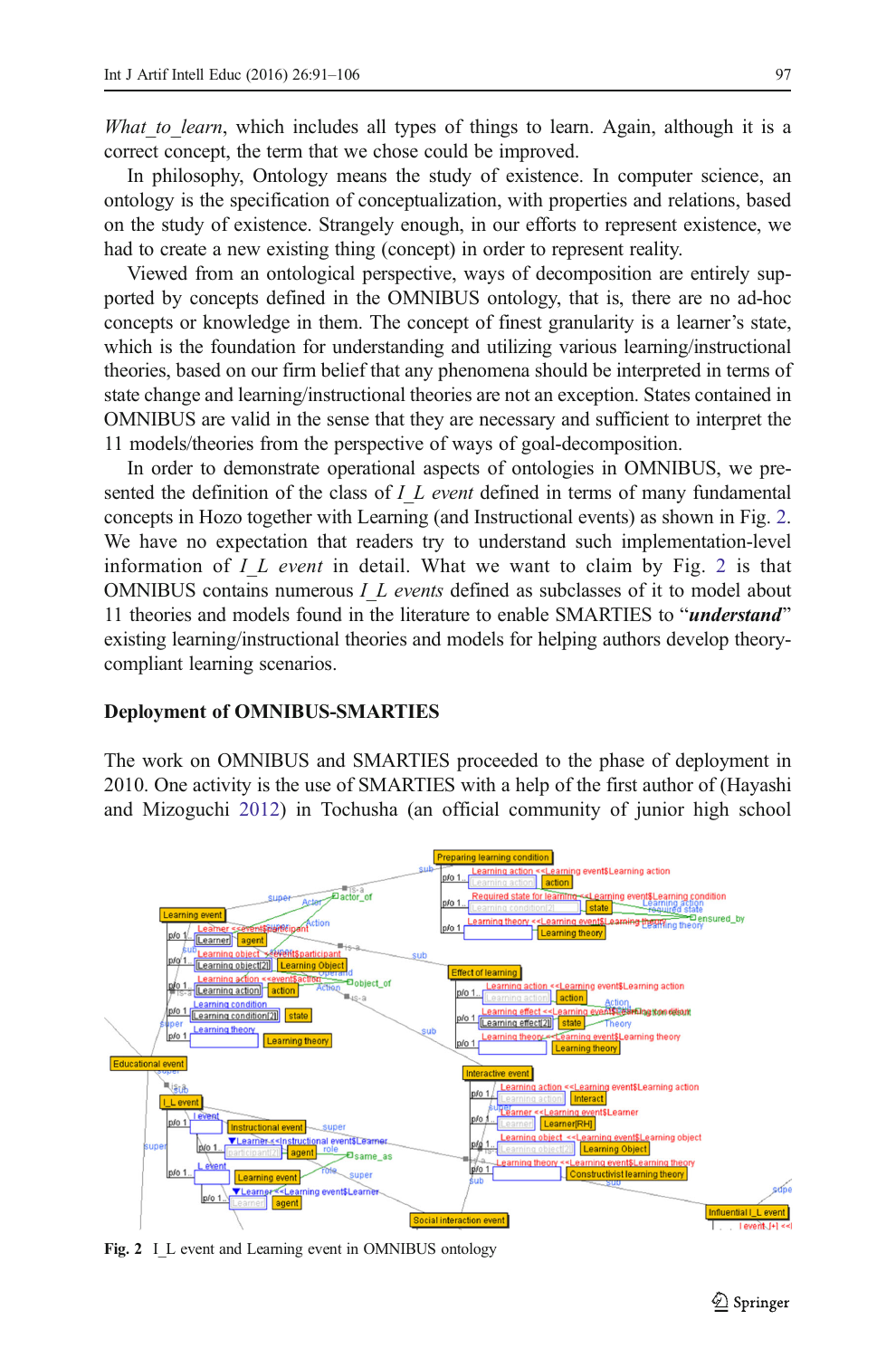*What_to_learn*, which includes all types of things to learn. Again, although it is a correct concept, the term that we chose could be improved.

In philosophy, Ontology means the study of existence. In computer science, an ontology is the specification of conceptualization, with properties and relations, based on the study of existence. Strangely enough, in our efforts to represent existence, we had to create a new existing thing (concept) in order to represent reality.

Viewed from an ontological perspective, ways of decomposition are entirely supported by concepts defined in the OMNIBUS ontology, that is, there are no ad-hoc concepts or knowledge in them. The concept of finest granularity is a learner's state, which is the foundation for understanding and utilizing various learning/instructional theories, based on our firm belief that any phenomena should be interpreted in terms of state change and learning/instructional theories are not an exception. States contained in OMNIBUS are valid in the sense that they are necessary and sufficient to interpret the 11 models/theories from the perspective of ways of goal-decomposition.

In order to demonstrate operational aspects of ontologies in OMNIBUS, we presented the definition of the class of *I_L event* defined in terms of many fundamental concepts in Hozo together with Learning (and Instructional events) as shown in Fig. 2. We have no expectation that readers try to understand such implementation-level information of *I_L event* in detail. What we want to claim by Fig. 2 is that OMNIBUS contains numerous *I_L events* defined as subclasses of it to model about 11 theories and models found in the literature to enable SMARTIES to "***understand***" existing learning/instructional theories and models for helping authors develop theory-compliant learning scenarios.

## Deployment of OMNIBUS-SMARTIES

The work on OMNIBUS and SMARTIES proceeded to the phase of deployment in 2010. One activity is the use of SMARTIES with a help of the first author of (Hayashi and Mizoguchi 2012) in Tochusha (an official community of junior high school

**Fig. 2** I_L event and Learning event in OMNIBUS ontology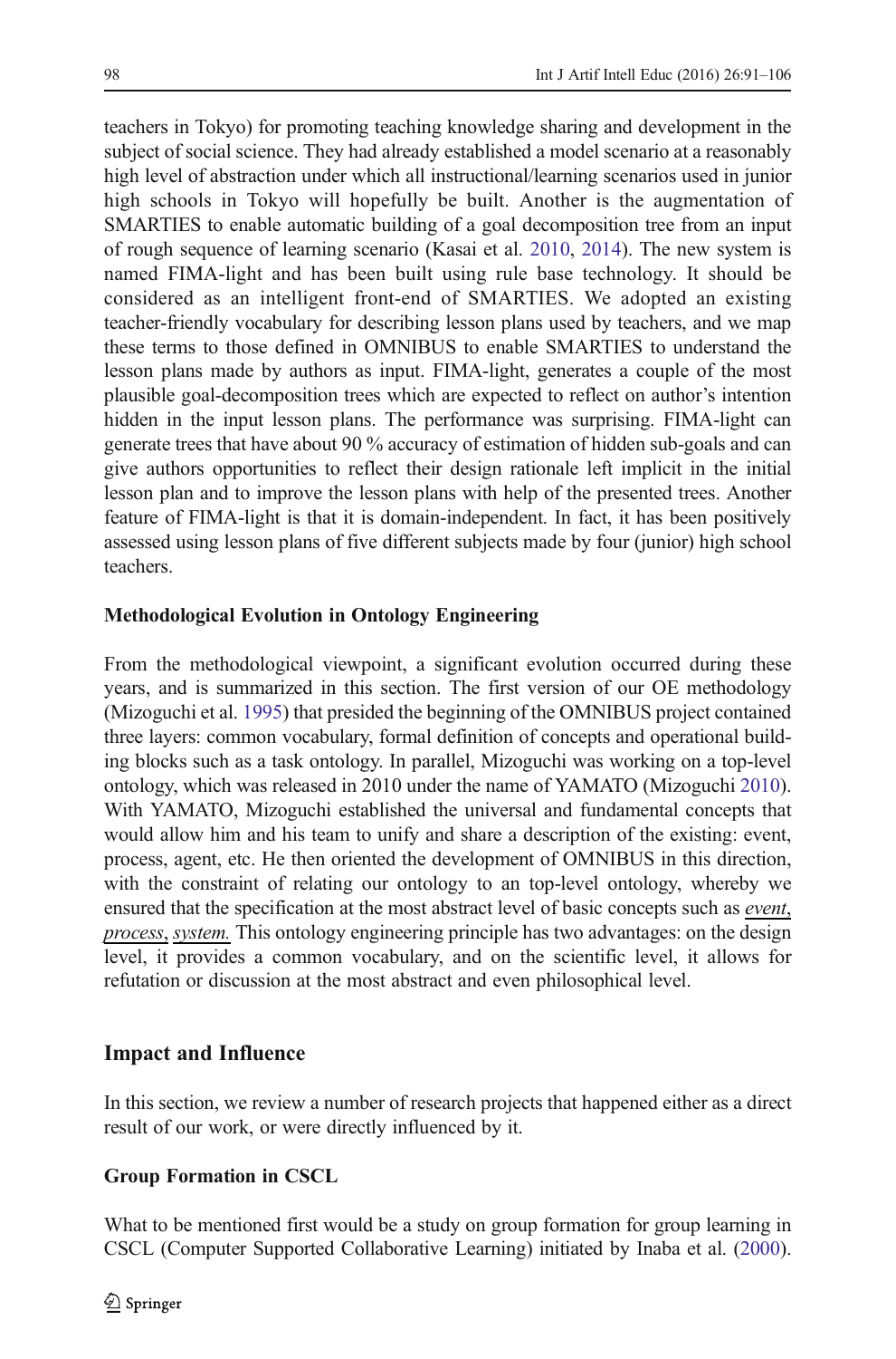teachers in Tokyo) for promoting teaching knowledge sharing and development in the subject of social science. They had already established a model scenario at a reasonably high level of abstraction under which all instructional/learning scenarios used in junior high schools in Tokyo will hopefully be built. Another is the augmentation of SMARTIES to enable automatic building of a goal decomposition tree from an input of rough sequence of learning scenario (Kasai et al. 2010, 2014). The new system is named FIMA-light and has been built using rule base technology. It should be considered as an intelligent front-end of SMARTIES. We adopted an existing teacher-friendly vocabulary for describing lesson plans used by teachers, and we map these terms to those defined in OMNIBUS to enable SMARTIES to understand the lesson plans made by authors as input. FIMA-light, generates a couple of the most plausible goal-decomposition trees which are expected to reflect on author's intention hidden in the input lesson plans. The performance was surprising. FIMA-light can generate trees that have about 90 % accuracy of estimation of hidden sub-goals and can give authors opportunities to reflect their design rationale left implicit in the initial lesson plan and to improve the lesson plans with help of the presented trees. Another feature of FIMA-light is that it is domain-independent. In fact, it has been positively assessed using lesson plans of five different subjects made by four (junior) high school teachers.

### Methodological Evolution in Ontology Engineering

From the methodological viewpoint, a significant evolution occurred during these years, and is summarized in this section. The first version of our OE methodology (Mizoguchi et al. 1995) that presided the beginning of the OMNIBUS project contained three layers: common vocabulary, formal definition of concepts and operational building blocks such as a task ontology. In parallel, Mizoguchi was working on a top-level ontology, which was released in 2010 under the name of YAMATO (Mizoguchi 2010). With YAMATO, Mizoguchi established the universal and fundamental concepts that would allow him and his team to unify and share a description of the existing: event, process, agent, etc. He then oriented the development of OMNIBUS in this direction, with the constraint of relating our ontology to an top-level ontology, whereby we ensured that the specification at the most abstract level of basic concepts such as *event, process, system.* This ontology engineering principle has two advantages: on the design level, it provides a common vocabulary, and on the scientific level, it allows for refutation or discussion at the most abstract and even philosophical level.

## Impact and Influence

In this section, we review a number of research projects that happened either as a direct result of our work, or were directly influenced by it.

### Group Formation in CSCL

What to be mentioned first would be a study on group formation for group learning in CSCL (Computer Supported Collaborative Learning) initiated by Inaba et al. (2000).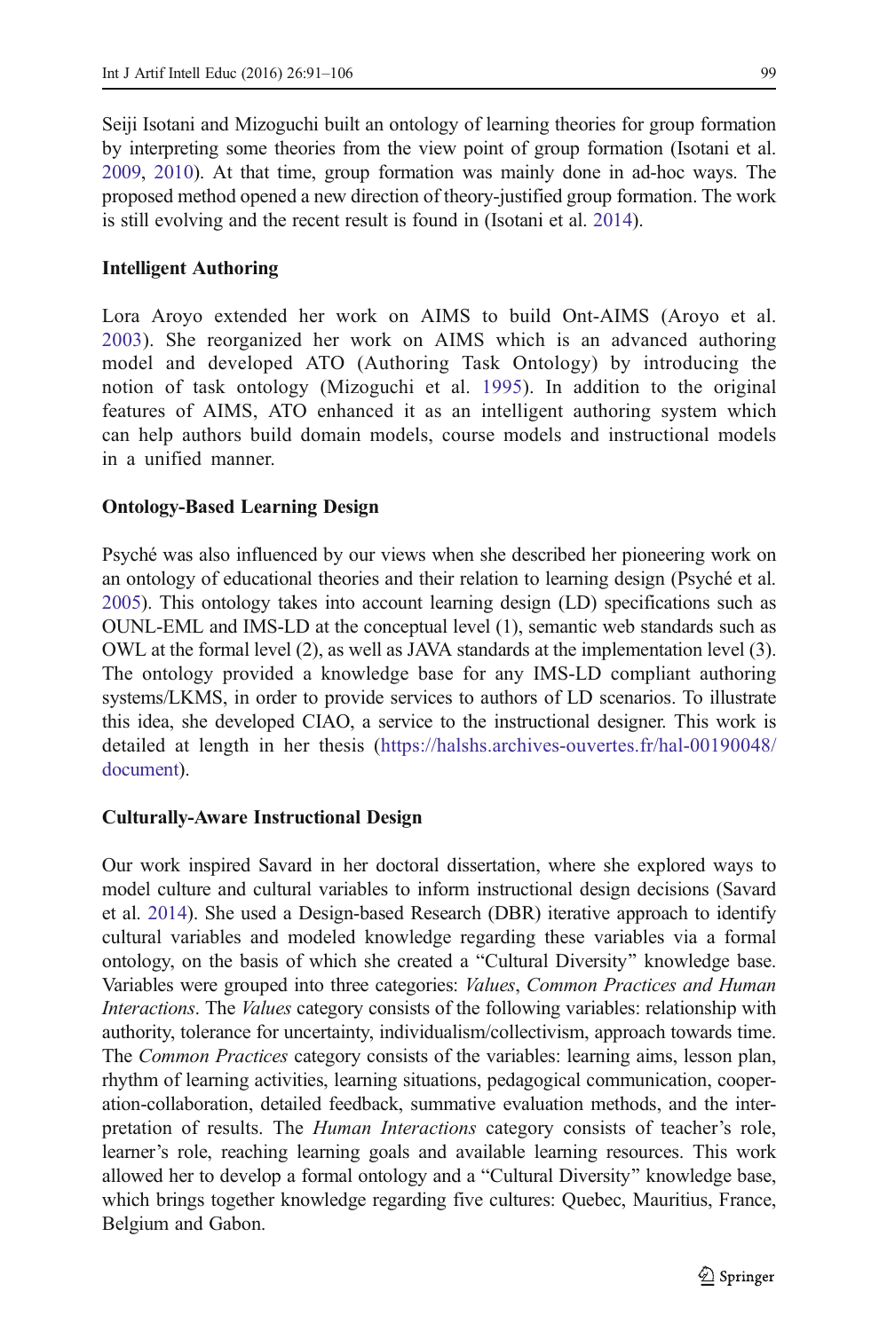Seiji Isotani and Mizoguchi built an ontology of learning theories for group formation by interpreting some theories from the view point of group formation (Isotani et al. 2009, 2010). At that time, group formation was mainly done in ad-hoc ways. The proposed method opened a new direction of theory-justified group formation. The work is still evolving and the recent result is found in (Isotani et al. 2014).

**Intelligent Authoring**

Lora Aroyo extended her work on AIMS to build Ont-AIMS (Aroyo et al. 2003). She reorganized her work on AIMS which is an advanced authoring model and developed ATO (Authoring Task Ontology) by introducing the notion of task ontology (Mizoguchi et al. 1995). In addition to the original features of AIMS, ATO enhanced it as an intelligent authoring system which can help authors build domain models, course models and instructional models in a unified manner.

**Ontology-Based Learning Design**

Psyché was also influenced by our views when she described her pioneering work on an ontology of educational theories and their relation to learning design (Psyché et al. 2005). This ontology takes into account learning design (LD) specifications such as OUNL-EML and IMS-LD at the conceptual level (1), semantic web standards such as OWL at the formal level (2), as well as JAVA standards at the implementation level (3). The ontology provided a knowledge base for any IMS-LD compliant authoring systems/LKMS, in order to provide services to authors of LD scenarios. To illustrate this idea, she developed CIAO, a service to the instructional designer. This work is detailed at length in her thesis (https://halshs.archives-ouvertes.fr/hal-00190048/document).

**Culturally-Aware Instructional Design**

Our work inspired Savard in her doctoral dissertation, where she explored ways to model culture and cultural variables to inform instructional design decisions (Savard et al. 2014). She used a Design-based Research (DBR) iterative approach to identify cultural variables and modeled knowledge regarding these variables via a formal ontology, on the basis of which she created a "Cultural Diversity" knowledge base. Variables were grouped into three categories: *Values*, *Common Practices and Human Interactions*. The *Values* category consists of the following variables: relationship with authority, tolerance for uncertainty, individualism/collectivism, approach towards time. The *Common Practices* category consists of the variables: learning aims, lesson plan, rhythm of learning activities, learning situations, pedagogical communication, cooperation-collaboration, detailed feedback, summative evaluation methods, and the interpretation of results. The *Human Interactions* category consists of teacher's role, learner's role, reaching learning goals and available learning resources. This work allowed her to develop a formal ontology and a "Cultural Diversity" knowledge base, which brings together knowledge regarding five cultures: Quebec, Mauritius, France, Belgium and Gabon.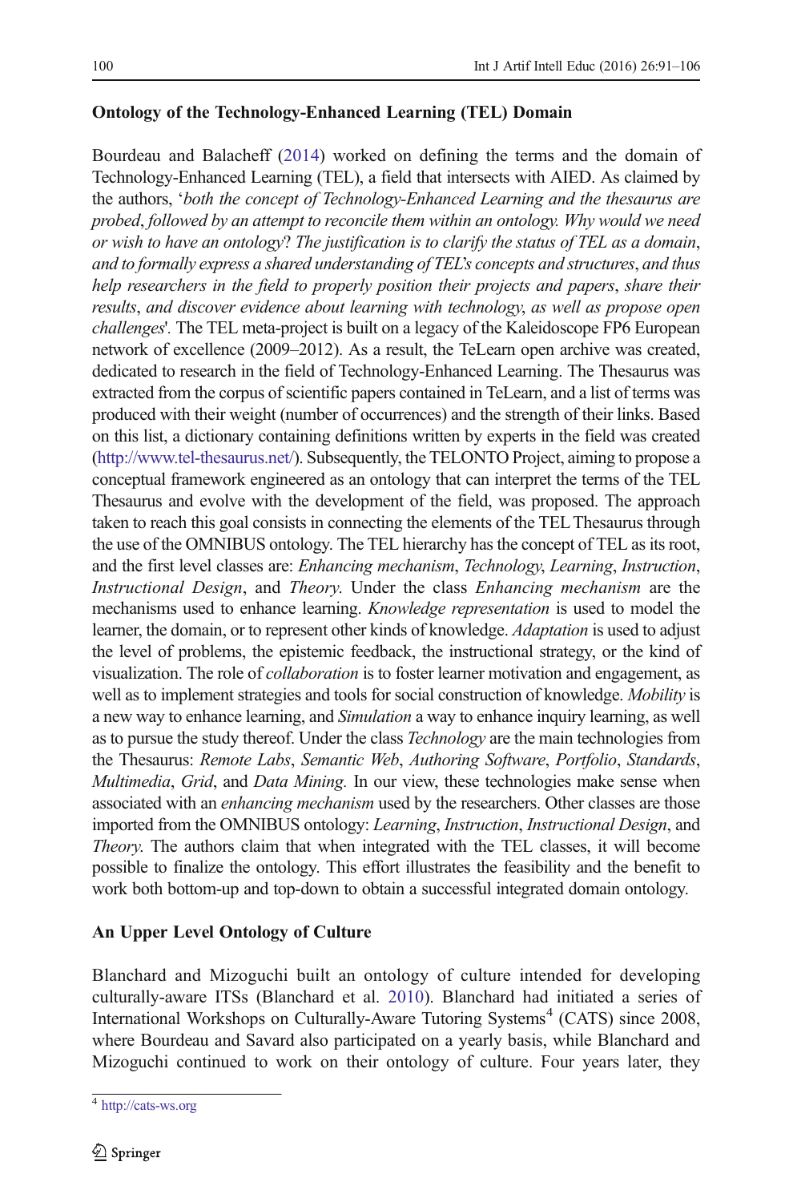**Ontology of the Technology-Enhanced Learning (TEL) Domain**

Bourdeau and Balacheff (2014) worked on defining the terms and the domain of Technology-Enhanced Learning (TEL), a field that intersects with AIED. As claimed by the authors, '*both the concept of Technology-Enhanced Learning and the thesaurus are probed, followed by an attempt to reconcile them within an ontology. Why would we need or wish to have an ontology? The justification is to clarify the status of TEL as a domain, and to formally express a shared understanding of TEL's concepts and structures, and thus help researchers in the field to properly position their projects and papers, share their results, and discover evidence about learning with technology, as well as propose open challenges*'. The TEL meta-project is built on a legacy of the Kaleidoscope FP6 European network of excellence (2009–2012). As a result, the TeLearn open archive was created, dedicated to research in the field of Technology-Enhanced Learning. The Thesaurus was extracted from the corpus of scientific papers contained in TeLearn, and a list of terms was produced with their weight (number of occurrences) and the strength of their links. Based on this list, a dictionary containing definitions written by experts in the field was created (http://www.tel-thesaurus.net/). Subsequently, the TELONTO Project, aiming to propose a conceptual framework engineered as an ontology that can interpret the terms of the TEL Thesaurus and evolve with the development of the field, was proposed. The approach taken to reach this goal consists in connecting the elements of the TEL Thesaurus through the use of the OMNIBUS ontology. The TEL hierarchy has the concept of TEL as its root, and the first level classes are: *Enhancing mechanism*, *Technology*, *Learning*, *Instruction*, *Instructional Design*, and *Theory*. Under the class *Enhancing mechanism* are the mechanisms used to enhance learning. *Knowledge representation* is used to model the learner, the domain, or to represent other kinds of knowledge. *Adaptation* is used to adjust the level of problems, the epistemic feedback, the instructional strategy, or the kind of visualization. The role of *collaboration* is to foster learner motivation and engagement, as well as to implement strategies and tools for social construction of knowledge. *Mobility* is a new way to enhance learning, and *Simulation* a way to enhance inquiry learning, as well as to pursue the study thereof. Under the class *Technology* are the main technologies from the Thesaurus: *Remote Labs*, *Semantic Web*, *Authoring Software*, *Portfolio*, *Standards*, *Multimedia*, *Grid*, and *Data Mining*. In our view, these technologies make sense when associated with an *enhancing mechanism* used by the researchers. Other classes are those imported from the OMNIBUS ontology: *Learning*, *Instruction*, *Instructional Design*, and *Theory*. The authors claim that when integrated with the TEL classes, it will become possible to finalize the ontology. This effort illustrates the feasibility and the benefit to work both bottom-up and top-down to obtain a successful integrated domain ontology.

**An Upper Level Ontology of Culture**

Blanchard and Mizoguchi built an ontology of culture intended for developing culturally-aware ITSs (Blanchard et al. 2010). Blanchard had initiated a series of International Workshops on Culturally-Aware Tutoring Systems[4] (CATS) since 2008, where Bourdeau and Savard also participated on a yearly basis, while Blanchard and Mizoguchi continued to work on their ontology of culture. Four years later, they

[4] http://cats-ws.org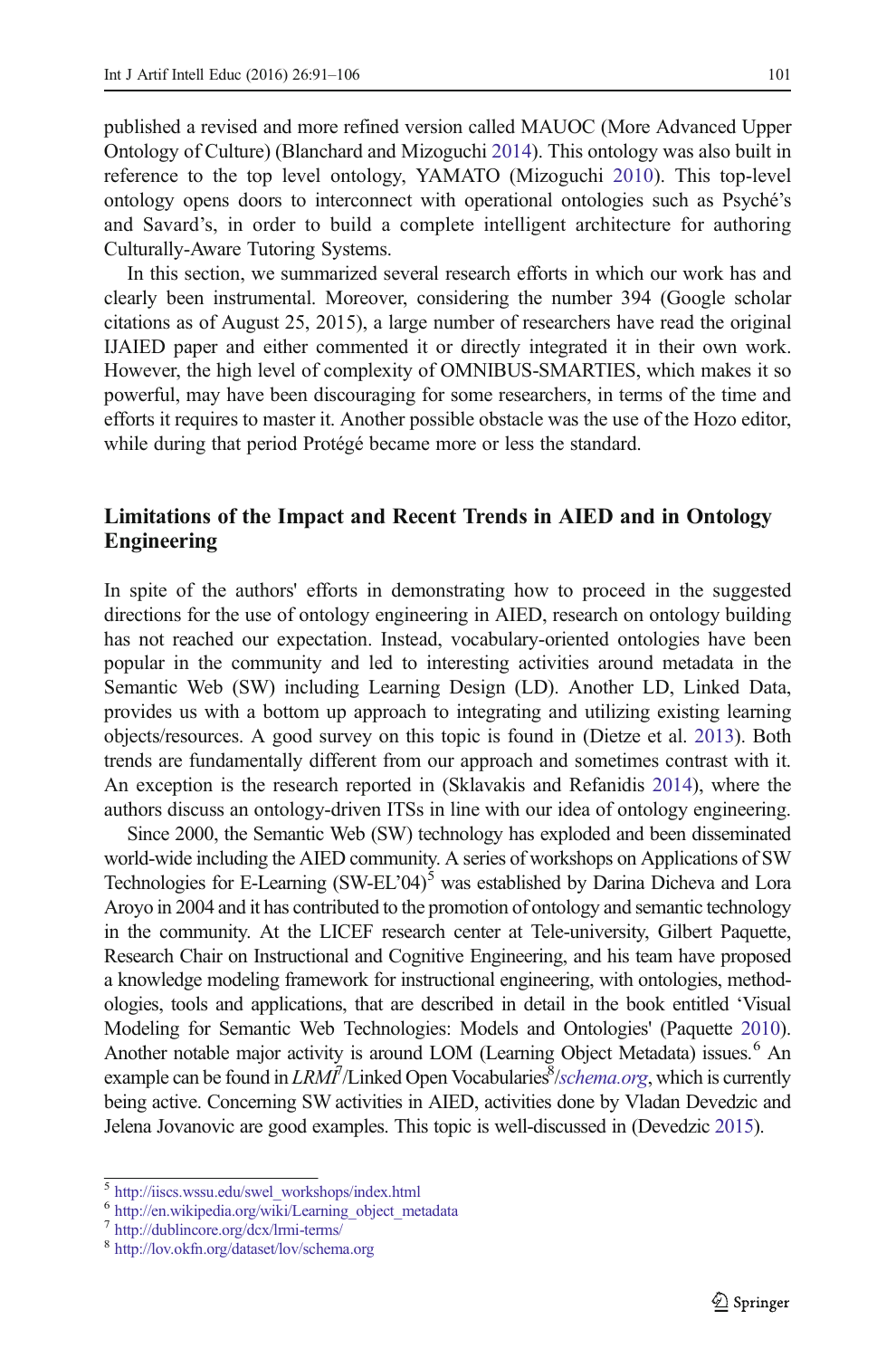published a revised and more refined version called MAUOC (More Advanced Upper Ontology of Culture) (Blanchard and Mizoguchi 2014). This ontology was also built in reference to the top level ontology, YAMATO (Mizoguchi 2010). This top-level ontology opens doors to interconnect with operational ontologies such as Psyché's and Savard's, in order to build a complete intelligent architecture for authoring Culturally-Aware Tutoring Systems.

In this section, we summarized several research efforts in which our work has and clearly been instrumental. Moreover, considering the number 394 (Google scholar citations as of August 25, 2015), a large number of researchers have read the original IJAIED paper and either commented it or directly integrated it in their own work. However, the high level of complexity of OMNIBUS-SMARTIES, which makes it so powerful, may have been discouraging for some researchers, in terms of the time and efforts it requires to master it. Another possible obstacle was the use of the Hozo editor, while during that period Protégé became more or less the standard.

## Limitations of the Impact and Recent Trends in AIED and in Ontology Engineering

In spite of the authors' efforts in demonstrating how to proceed in the suggested directions for the use of ontology engineering in AIED, research on ontology building has not reached our expectation. Instead, vocabulary-oriented ontologies have been popular in the community and led to interesting activities around metadata in the Semantic Web (SW) including Learning Design (LD). Another LD, Linked Data, provides us with a bottom up approach to integrating and utilizing existing learning objects/resources. A good survey on this topic is found in (Dietze et al. 2013). Both trends are fundamentally different from our approach and sometimes contrast with it. An exception is the research reported in (Sklavakis and Refanidis 2014), where the authors discuss an ontology-driven ITSs in line with our idea of ontology engineering.

Since 2000, the Semantic Web (SW) technology has exploded and been disseminated world-wide including the AIED community. A series of workshops on Applications of SW Technologies for E-Learning (SW-EL'04)[5] was established by Darina Dicheva and Lora Aroyo in 2004 and it has contributed to the promotion of ontology and semantic technology in the community. At the LICEF research center at Tele-university, Gilbert Paquette, Research Chair on Instructional and Cognitive Engineering, and his team have proposed a knowledge modeling framework for instructional engineering, with ontologies, methodologies, tools and applications, that are described in detail in the book entitled 'Visual Modeling for Semantic Web Technologies: Models and Ontologies' (Paquette 2010). Another notable major activity is around LOM (Learning Object Metadata) issues.[6] An example can be found in *LRMI*[7]/Linked Open Vocabularies[8]/*schema.org*, which is currently being active. Concerning SW activities in AIED, activities done by Vladan Devedzic and Jelena Jovanovic are good examples. This topic is well-discussed in (Devedzic 2015).

[5] http://iiscs.wssu.edu/swel_workshops/index.html

[6] http://en.wikipedia.org/wiki/Learning_object_metadata

[7] http://dublincore.org/dcx/lrmi-terms/

[8] http://lov.okfn.org/dataset/lov/schema.org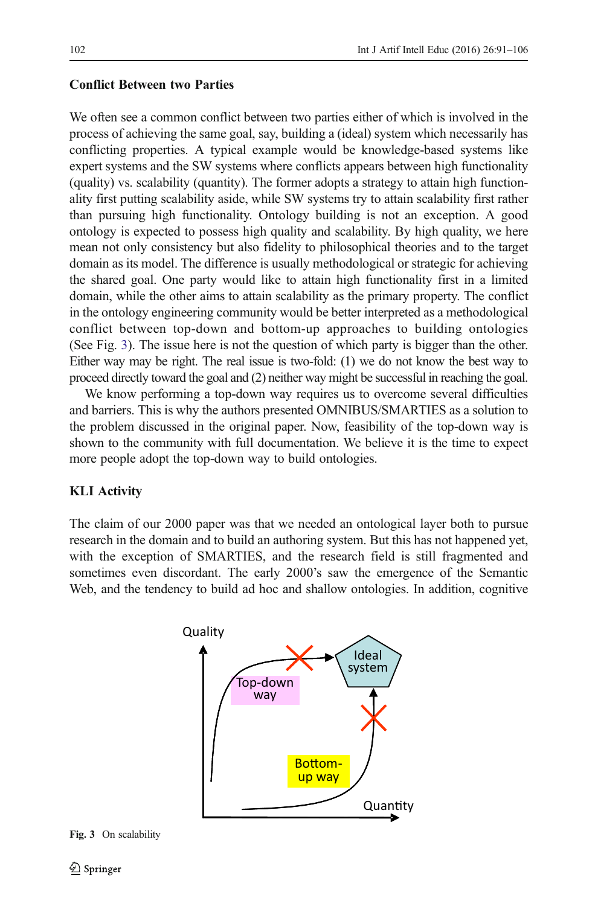### Conflict Between two Parties

We often see a common conflict between two parties either of which is involved in the process of achieving the same goal, say, building a (ideal) system which necessarily has conflicting properties. A typical example would be knowledge-based systems like expert systems and the SW systems where conflicts appears between high functionality (quality) vs. scalability (quantity). The former adopts a strategy to attain high functionality first putting scalability aside, while SW systems try to attain scalability first rather than pursuing high functionality. Ontology building is not an exception. A good ontology is expected to possess high quality and scalability. By high quality, we here mean not only consistency but also fidelity to philosophical theories and to the target domain as its model. The difference is usually methodological or strategic for achieving the shared goal. One party would like to attain high functionality first in a limited domain, while the other aims to attain scalability as the primary property. The conflict in the ontology engineering community would be better interpreted as a methodological conflict between top-down and bottom-up approaches to building ontologies (See Fig. 3). The issue here is not the question of which party is bigger than the other. Either way may be right. The real issue is two-fold: (1) we do not know the best way to proceed directly toward the goal and (2) neither way might be successful in reaching the goal.

We know performing a top-down way requires us to overcome several difficulties and barriers. This is why the authors presented OMNIBUS/SMARTIES as a solution to the problem discussed in the original paper. Now, feasibility of the top-down way is shown to the community with full documentation. We believe it is the time to expect more people adopt the top-down way to build ontologies.

### KLI Activity

The claim of our 2000 paper was that we needed an ontological layer both to pursue research in the domain and to build an authoring system. But this has not happened yet, with the exception of SMARTIES, and the research field is still fragmented and sometimes even discordant. The early 2000's saw the emergence of the Semantic Web, and the tendency to build ad hoc and shallow ontologies. In addition, cognitive

Quality
Ideal system
Top-down way
Bottom-up way
Quantity

Fig. 3 On scalability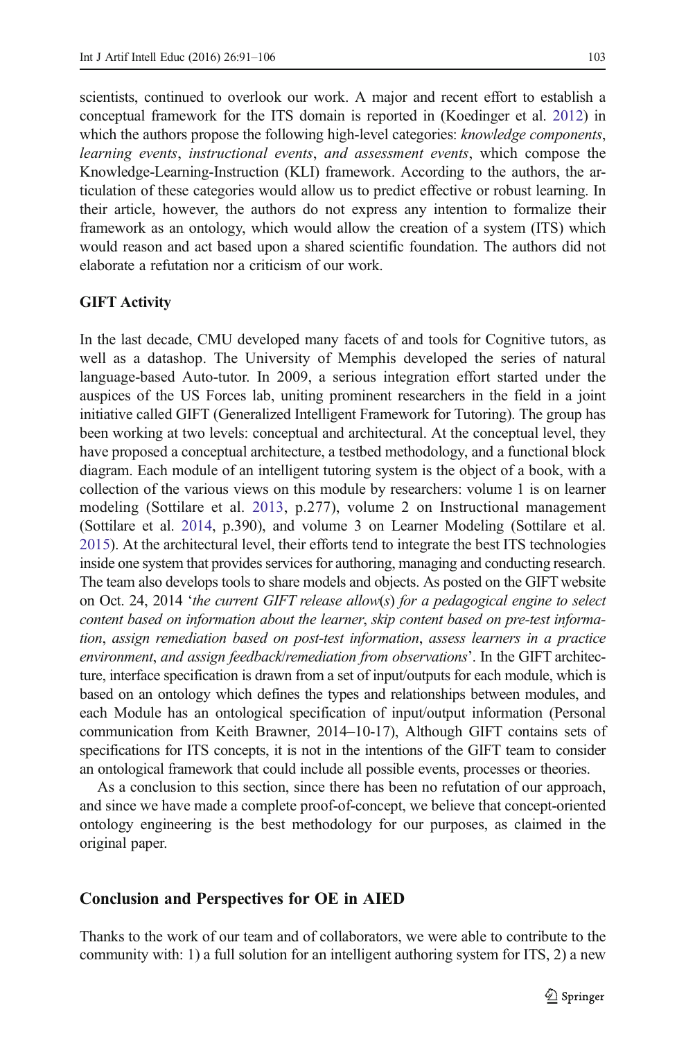scientists, continued to overlook our work. A major and recent effort to establish a conceptual framework for the ITS domain is reported in (Koedinger et al. 2012) in which the authors propose the following high-level categories: *knowledge components*, *learning events*, *instructional events*, *and assessment events*, which compose the Knowledge-Learning-Instruction (KLI) framework. According to the authors, the articulation of these categories would allow us to predict effective or robust learning. In their article, however, the authors do not express any intention to formalize their framework as an ontology, which would allow the creation of a system (ITS) which would reason and act based upon a shared scientific foundation. The authors did not elaborate a refutation nor a criticism of our work.

### GIFT Activity

In the last decade, CMU developed many facets of and tools for Cognitive tutors, as well as a datashop. The University of Memphis developed the series of natural language-based Auto-tutor. In 2009, a serious integration effort started under the auspices of the US Forces lab, uniting prominent researchers in the field in a joint initiative called GIFT (Generalized Intelligent Framework for Tutoring). The group has been working at two levels: conceptual and architectural. At the conceptual level, they have proposed a conceptual architecture, a testbed methodology, and a functional block diagram. Each module of an intelligent tutoring system is the object of a book, with a collection of the various views on this module by researchers: volume 1 is on learner modeling (Sottilare et al. 2013, p.277), volume 2 on Instructional management (Sottilare et al. 2014, p.390), and volume 3 on Learner Modeling (Sottilare et al. 2015). At the architectural level, their efforts tend to integrate the best ITS technologies inside one system that provides services for authoring, managing and conducting research. The team also develops tools to share models and objects. As posted on the GIFT website on Oct. 24, 2014 '*the current GIFT release allow*(*s*) *for a pedagogical engine to select content based on information about the learner*, *skip content based on pre-test information*, *assign remediation based on post-test information*, *assess learners in a practice environment*, *and assign feedback/remediation from observations*'. In the GIFT architecture, interface specification is drawn from a set of input/outputs for each module, which is based on an ontology which defines the types and relationships between modules, and each Module has an ontological specification of input/output information (Personal communication from Keith Brawner, 2014–10-17), Although GIFT contains sets of specifications for ITS concepts, it is not in the intentions of the GIFT team to consider an ontological framework that could include all possible events, processes or theories.

As a conclusion to this section, since there has been no refutation of our approach, and since we have made a complete proof-of-concept, we believe that concept-oriented ontology engineering is the best methodology for our purposes, as claimed in the original paper.

## Conclusion and Perspectives for OE in AIED

Thanks to the work of our team and of collaborators, we were able to contribute to the community with: 1) a full solution for an intelligent authoring system for ITS, 2) a new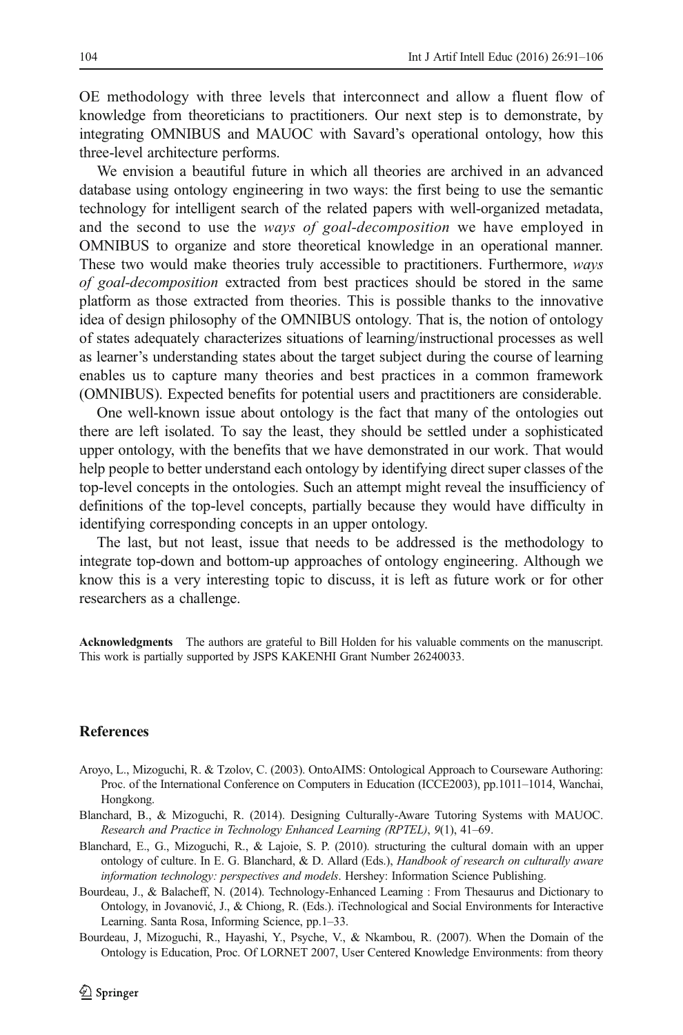OE methodology with three levels that interconnect and allow a fluent flow of knowledge from theoreticians to practitioners. Our next step is to demonstrate, by integrating OMNIBUS and MAUOC with Savard's operational ontology, how this three-level architecture performs.

We envision a beautiful future in which all theories are archived in an advanced database using ontology engineering in two ways: the first being to use the semantic technology for intelligent search of the related papers with well-organized metadata, and the second to use the *ways of goal-decomposition* we have employed in OMNIBUS to organize and store theoretical knowledge in an operational manner. These two would make theories truly accessible to practitioners. Furthermore, *ways of goal-decomposition* extracted from best practices should be stored in the same platform as those extracted from theories. This is possible thanks to the innovative idea of design philosophy of the OMNIBUS ontology. That is, the notion of ontology of states adequately characterizes situations of learning/instructional processes as well as learner's understanding states about the target subject during the course of learning enables us to capture many theories and best practices in a common framework (OMNIBUS). Expected benefits for potential users and practitioners are considerable.

One well-known issue about ontology is the fact that many of the ontologies out there are left isolated. To say the least, they should be settled under a sophisticated upper ontology, with the benefits that we have demonstrated in our work. That would help people to better understand each ontology by identifying direct super classes of the top-level concepts in the ontologies. Such an attempt might reveal the insufficiency of definitions of the top-level concepts, partially because they would have difficulty in identifying corresponding concepts in an upper ontology.

The last, but not least, issue that needs to be addressed is the methodology to integrate top-down and bottom-up approaches of ontology engineering. Although we know this is a very interesting topic to discuss, it is left as future work or for other researchers as a challenge.

**Acknowledgments** The authors are grateful to Bill Holden for his valuable comments on the manuscript. This work is partially supported by JSPS KAKENHI Grant Number 26240033.

## References

Aroyo, L., Mizoguchi, R. & Tzolov, C. (2003). OntoAIMS: Ontological Approach to Courseware Authoring: Proc. of the International Conference on Computers in Education (ICCE2003), pp.1011–1014, Wanchai, Hongkong.

Blanchard, B., & Mizoguchi, R. (2014). Designing Culturally-Aware Tutoring Systems with MAUOC. *Research and Practice in Technology Enhanced Learning (RPTEL)*, *9*(1), 41–69.

Blanchard, E., G., Mizoguchi, R., & Lajoie, S. P. (2010). structuring the cultural domain with an upper ontology of culture. In E. G. Blanchard, & D. Allard (Eds.), *Handbook of research on culturally aware information technology: perspectives and models*. Hershey: Information Science Publishing.

Bourdeau, J., & Balacheff, N. (2014). Technology-Enhanced Learning : From Thesaurus and Dictionary to Ontology, in Jovanović, J., & Chiong, R. (Eds.). iTechnological and Social Environments for Interactive Learning. Santa Rosa, Informing Science, pp.1–33.

Bourdeau, J, Mizoguchi, R., Hayashi, Y., Psyche, V., & Nkambou, R. (2007). When the Domain of the Ontology is Education, Proc. Of LORNET 2007, User Centered Knowledge Environments: from theory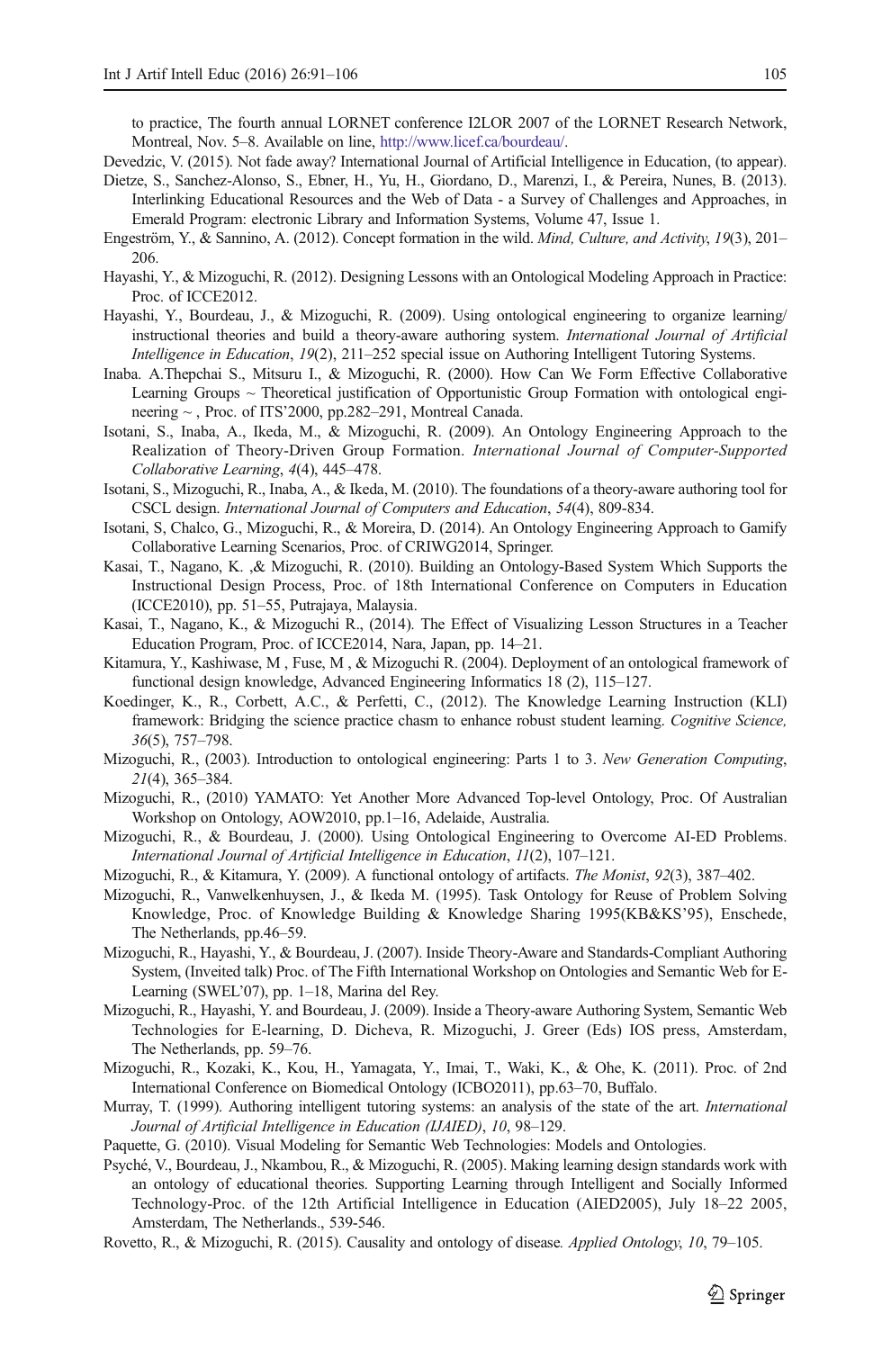to practice, The fourth annual LORNET conference I2LOR 2007 of the LORNET Research Network, Montreal, Nov. 5–8. Available on line, http://www.licef.ca/bourdeau/.

Devedzic, V. (2015). Not fade away? International Journal of Artificial Intelligence in Education, (to appear).

Dietze, S., Sanchez-Alonso, S., Ebner, H., Yu, H., Giordano, D., Marenzi, I., & Pereira, Nunes, B. (2013). Interlinking Educational Resources and the Web of Data - a Survey of Challenges and Approaches, in Emerald Program: electronic Library and Information Systems, Volume 47, Issue 1.

Engeström, Y., & Sannino, A. (2012). Concept formation in the wild. *Mind, Culture, and Activity*, *19*(3), 201–206.

Hayashi, Y., & Mizoguchi, R. (2012). Designing Lessons with an Ontological Modeling Approach in Practice: Proc. of ICCE2012.

Hayashi, Y., Bourdeau, J., & Mizoguchi, R. (2009). Using ontological engineering to organize learning/instructional theories and build a theory-aware authoring system. *International Journal of Artificial Intelligence in Education*, *19*(2), 211–252 special issue on Authoring Intelligent Tutoring Systems.

Inaba. A.Thepchai S., Mitsuru I., & Mizoguchi, R. (2000). How Can We Form Effective Collaborative Learning Groups ~ Theoretical justification of Opportunistic Group Formation with ontological engineering ~ , Proc. of ITS'2000, pp.282–291, Montreal Canada.

Isotani, S., Inaba, A., Ikeda, M., & Mizoguchi, R. (2009). An Ontology Engineering Approach to the Realization of Theory-Driven Group Formation. *International Journal of Computer-Supported Collaborative Learning*, *4*(4), 445–478.

Isotani, S., Mizoguchi, R., Inaba, A., & Ikeda, M. (2010). The foundations of a theory-aware authoring tool for CSCL design. *International Journal of Computers and Education*, *54*(4), 809-834.

Isotani, S, Chalco, G., Mizoguchi, R., & Moreira, D. (2014). An Ontology Engineering Approach to Gamify Collaborative Learning Scenarios, Proc. of CRIWG2014, Springer.

Kasai, T., Nagano, K. ,& Mizoguchi, R. (2010). Building an Ontology-Based System Which Supports the Instructional Design Process, Proc. of 18th International Conference on Computers in Education (ICCE2010), pp. 51–55, Putrajaya, Malaysia.

Kasai, T., Nagano, K., & Mizoguchi R., (2014). The Effect of Visualizing Lesson Structures in a Teacher Education Program, Proc. of ICCE2014, Nara, Japan, pp. 14–21.

Kitamura, Y., Kashiwase, M , Fuse, M , & Mizoguchi R. (2004). Deployment of an ontological framework of functional design knowledge, Advanced Engineering Informatics 18 (2), 115–127.

Koedinger, K., R., Corbett, A.C., & Perfetti, C., (2012). The Knowledge Learning Instruction (KLI) framework: Bridging the science practice chasm to enhance robust student learning. *Cognitive Science, 36*(5), 757–798.

Mizoguchi, R., (2003). Introduction to ontological engineering: Parts 1 to 3. *New Generation Computing*, *21*(4), 365–384.

Mizoguchi, R., (2010) YAMATO: Yet Another More Advanced Top-level Ontology, Proc. Of Australian Workshop on Ontology, AOW2010, pp.1–16, Adelaide, Australia.

Mizoguchi, R., & Bourdeau, J. (2000). Using Ontological Engineering to Overcome AI-ED Problems. *International Journal of Artificial Intelligence in Education*, *11*(2), 107–121.

Mizoguchi, R., & Kitamura, Y. (2009). A functional ontology of artifacts. *The Monist*, *92*(3), 387–402.

Mizoguchi, R., Vanwelkenhuysen, J., & Ikeda M. (1995). Task Ontology for Reuse of Problem Solving Knowledge, Proc. of Knowledge Building & Knowledge Sharing 1995(KB&KS'95), Enschede, The Netherlands, pp.46–59.

Mizoguchi, R., Hayashi, Y., & Bourdeau, J. (2007). Inside Theory-Aware and Standards-Compliant Authoring System, (Inveited talk) Proc. of The Fifth International Workshop on Ontologies and Semantic Web for E-Learning (SWEL'07), pp. 1–18, Marina del Rey.

Mizoguchi, R., Hayashi, Y. and Bourdeau, J. (2009). Inside a Theory-aware Authoring System, Semantic Web Technologies for E-learning, D. Dicheva, R. Mizoguchi, J. Greer (Eds) IOS press, Amsterdam, The Netherlands, pp. 59–76.

Mizoguchi, R., Kozaki, K., Kou, H., Yamagata, Y., Imai, T., Waki, K., & Ohe, K. (2011). Proc. of 2nd International Conference on Biomedical Ontology (ICBO2011), pp.63–70, Buffalo.

Murray, T. (1999). Authoring intelligent tutoring systems: an analysis of the state of the art. *International Journal of Artificial Intelligence in Education (IJAIED)*, *10*, 98–129.

Paquette, G. (2010). Visual Modeling for Semantic Web Technologies: Models and Ontologies.

Psyché, V., Bourdeau, J., Nkambou, R., & Mizoguchi, R. (2005). Making learning design standards work with an ontology of educational theories. Supporting Learning through Intelligent and Socially Informed Technology-Proc. of the 12th Artificial Intelligence in Education (AIED2005), July 18–22 2005, Amsterdam, The Netherlands., 539-546.

Rovetto, R., & Mizoguchi, R. (2015). Causality and ontology of disease. *Applied Ontology*, *10*, 79–105.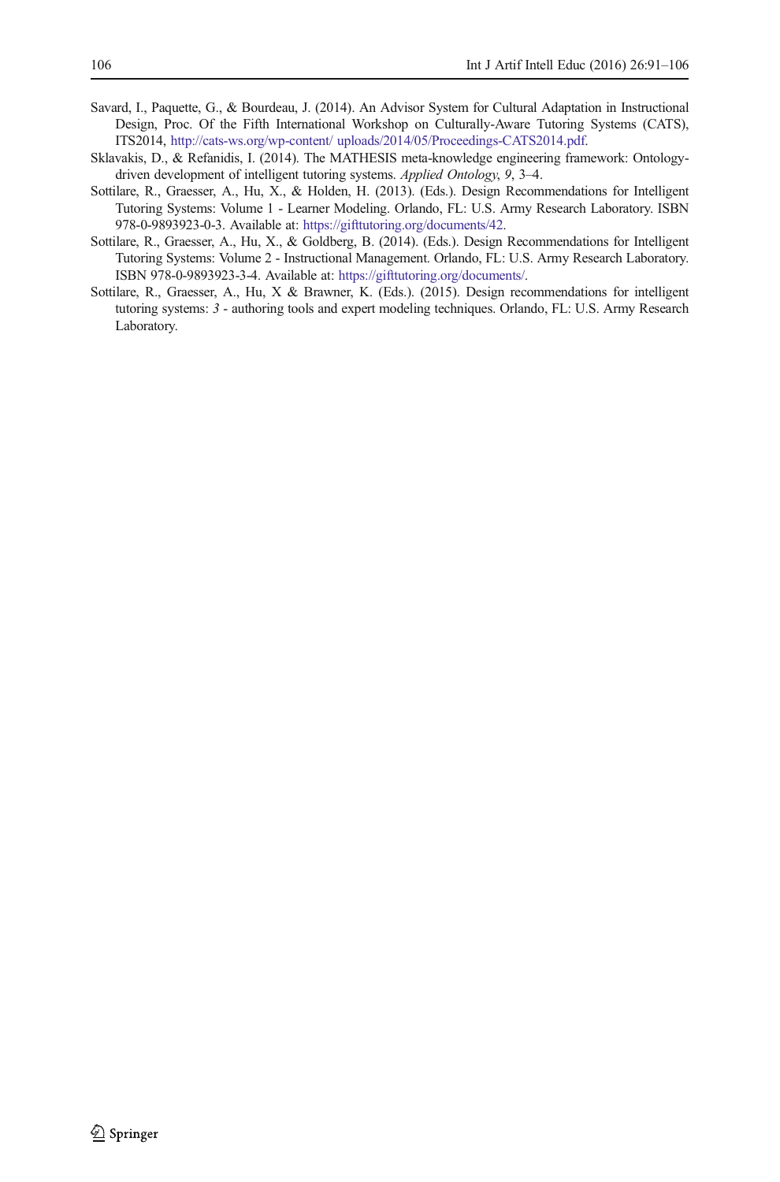Savard, I., Paquette, G., & Bourdeau, J. (2014). An Advisor System for Cultural Adaptation in Instructional Design, Proc. Of the Fifth International Workshop on Culturally-Aware Tutoring Systems (CATS), ITS2014, http://cats-ws.org/wp-content/ uploads/2014/05/Proceedings-CATS2014.pdf.

Sklavakis, D., & Refanidis, I. (2014). The MATHESIS meta-knowledge engineering framework: Ontology-driven development of intelligent tutoring systems. *Applied Ontology*, *9*, 3–4.

Sottilare, R., Graesser, A., Hu, X., & Holden, H. (2013). (Eds.). Design Recommendations for Intelligent Tutoring Systems: Volume 1 - Learner Modeling. Orlando, FL: U.S. Army Research Laboratory. ISBN 978-0-9893923-0-3. Available at: https://gifttutoring.org/documents/42.

Sottilare, R., Graesser, A., Hu, X., & Goldberg, B. (2014). (Eds.). Design Recommendations for Intelligent Tutoring Systems: Volume 2 - Instructional Management. Orlando, FL: U.S. Army Research Laboratory. ISBN 978-0-9893923-3-4. Available at: https://gifttutoring.org/documents/.

Sottilare, R., Graesser, A., Hu, X & Brawner, K. (Eds.). (2015). Design recommendations for intelligent tutoring systems: *3* - authoring tools and expert modeling techniques. Orlando, FL: U.S. Army Research Laboratory.